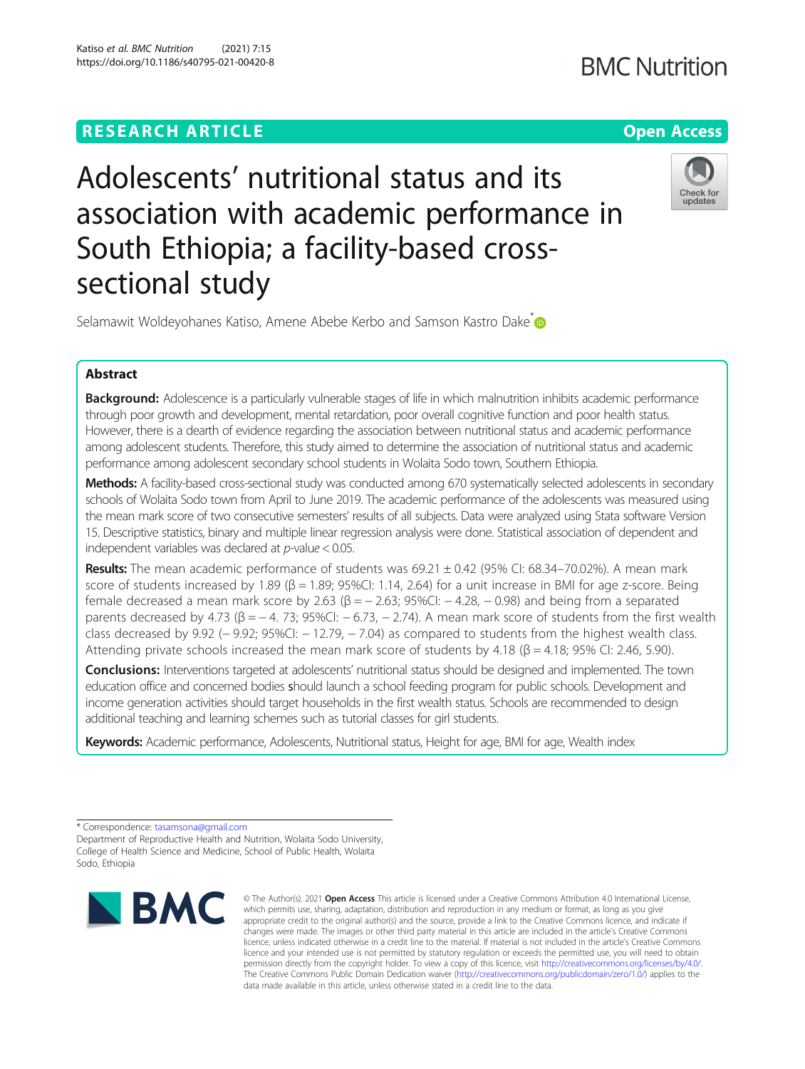RESEARCH ARTICLE

Open Access

# Adolescents' nutritional status and its association with academic performance in South Ethiopia; a facility-based cross-sectional study

Selamawit Woldeyohanes Katiso, Amene Abebe Kerbo and Samson Kastro Dake*

## Abstract

**Background:** Adolescence is a particularly vulnerable stages of life in which malnutrition inhibits academic performance through poor growth and development, mental retardation, poor overall cognitive function and poor health status. However, there is a dearth of evidence regarding the association between nutritional status and academic performance among adolescent students. Therefore, this study aimed to determine the association of nutritional status and academic performance among adolescent secondary school students in Wolaita Sodo town, Southern Ethiopia.

**Methods:** A facility-based cross-sectional study was conducted among 670 systematically selected adolescents in secondary schools of Wolaita Sodo town from April to June 2019. The academic performance of the adolescents was measured using the mean mark score of two consecutive semesters' results of all subjects. Data were analyzed using Stata software Version 15. Descriptive statistics, binary and multiple linear regression analysis were done. Statistical association of dependent and independent variables was declared at *p*-value < 0.05.

**Results:** The mean academic performance of students was 69.21 ± 0.42 (95% CI: 68.34–70.02%). A mean mark score of students increased by 1.89 (β = 1.89; 95%CI: 1.14, 2.64) for a unit increase in BMI for age z-score. Being female decreased a mean mark score by 2.63 (β = − 2.63; 95%CI: − 4.28, − 0.98) and being from a separated parents decreased by 4.73 (β = − 4. 73; 95%CI: − 6.73, − 2.74). A mean mark score of students from the first wealth class decreased by 9.92 (− 9.92; 95%CI: − 12.79, − 7.04) as compared to students from the highest wealth class. Attending private schools increased the mean mark score of students by 4.18 (β = 4.18; 95% CI: 2.46, 5.90).

**Conclusions:** Interventions targeted at adolescents' nutritional status should be designed and implemented. The town education office and concerned bodies should launch a school feeding program for public schools. Development and income generation activities should target households in the first wealth status. Schools are recommended to design additional teaching and learning schemes such as tutorial classes for girl students.

**Keywords:** Academic performance, Adolescents, Nutritional status, Height for age, BMI for age, Wealth index

---

* Correspondence: tasamsona@gmail.com
Department of Reproductive Health and Nutrition, Wolaita Sodo University, College of Health Science and Medicine, School of Public Health, Wolaita Sodo, Ethiopia

© The Author(s). 2021 **Open Access** This article is licensed under a Creative Commons Attribution 4.0 International License, which permits use, sharing, adaptation, distribution and reproduction in any medium or format, as long as you give appropriate credit to the original author(s) and the source, provide a link to the Creative Commons licence, and indicate if changes were made. The images or other third party material in this article are included in the article's Creative Commons licence, unless indicated otherwise in a credit line to the material. If material is not included in the article's Creative Commons licence and your intended use is not permitted by statutory regulation or exceeds the permitted use, you will need to obtain permission directly from the copyright holder. To view a copy of this licence, visit http://creativecommons.org/licenses/by/4.0/. The Creative Commons Public Domain Dedication waiver (http://creativecommons.org/publicdomain/zero/1.0/) applies to the data made available in this article, unless otherwise stated in a credit line to the data.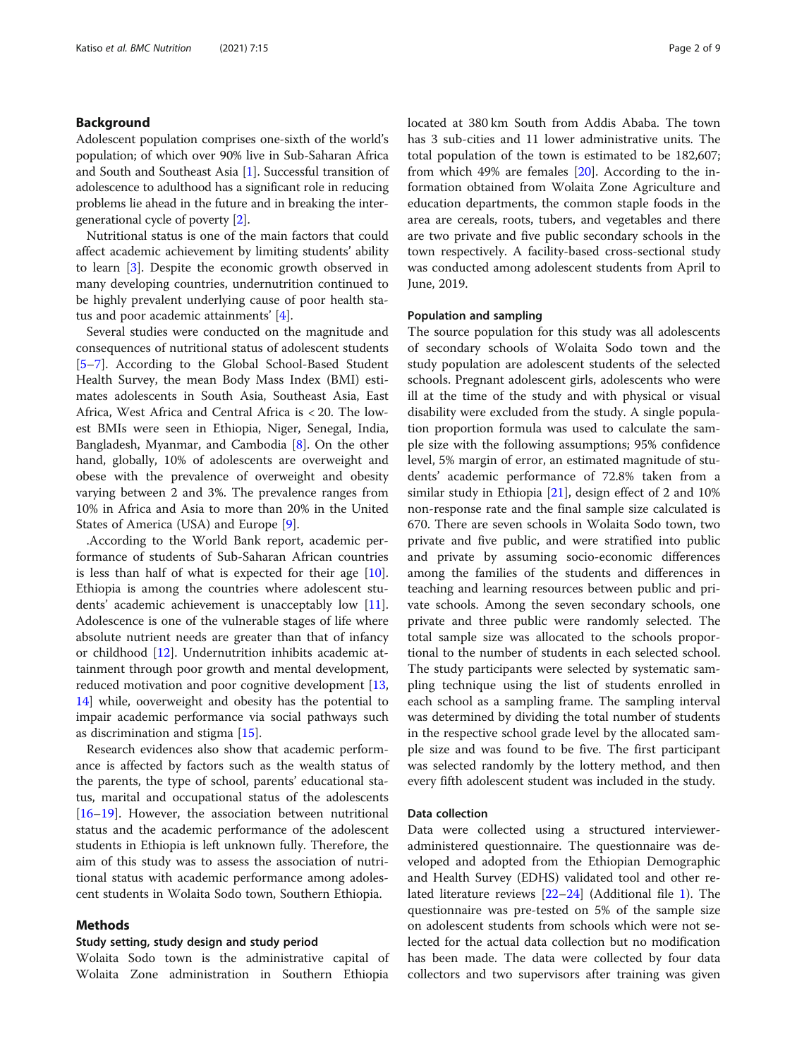## Background

Adolescent population comprises one-sixth of the world's population; of which over 90% live in Sub-Saharan Africa and South and Southeast Asia [1]. Successful transition of adolescence to adulthood has a significant role in reducing problems lie ahead in the future and in breaking the intergenerational cycle of poverty [2].

Nutritional status is one of the main factors that could affect academic achievement by limiting students' ability to learn [3]. Despite the economic growth observed in many developing countries, undernutrition continued to be highly prevalent underlying cause of poor health status and poor academic attainments' [4].

Several studies were conducted on the magnitude and consequences of nutritional status of adolescent students [5–7]. According to the Global School-Based Student Health Survey, the mean Body Mass Index (BMI) estimates adolescents in South Asia, Southeast Asia, East Africa, West Africa and Central Africa is < 20. The lowest BMIs were seen in Ethiopia, Niger, Senegal, India, Bangladesh, Myanmar, and Cambodia [8]. On the other hand, globally, 10% of adolescents are overweight and obese with the prevalence of overweight and obesity varying between 2 and 3%. The prevalence ranges from 10% in Africa and Asia to more than 20% in the United States of America (USA) and Europe [9].

.According to the World Bank report, academic performance of students of Sub-Saharan African countries is less than half of what is expected for their age [10]. Ethiopia is among the countries where adolescent students' academic achievement is unacceptably low [11]. Adolescence is one of the vulnerable stages of life where absolute nutrient needs are greater than that of infancy or childhood [12]. Undernutrition inhibits academic attainment through poor growth and mental development, reduced motivation and poor cognitive development [13, 14] while, ooverweight and obesity has the potential to impair academic performance via social pathways such as discrimination and stigma [15].

Research evidences also show that academic performance is affected by factors such as the wealth status of the parents, the type of school, parents' educational status, marital and occupational status of the adolescents [16–19]. However, the association between nutritional status and the academic performance of the adolescent students in Ethiopia is left unknown fully. Therefore, the aim of this study was to assess the association of nutritional status with academic performance among adolescent students in Wolaita Sodo town, Southern Ethiopia.

## Methods

### Study setting, study design and study period

Wolaita Sodo town is the administrative capital of Wolaita Zone administration in Southern Ethiopia located at 380 km South from Addis Ababa. The town has 3 sub-cities and 11 lower administrative units. The total population of the town is estimated to be 182,607; from which 49% are females [20]. According to the information obtained from Wolaita Zone Agriculture and education departments, the common staple foods in the area are cereals, roots, tubers, and vegetables and there are two private and five public secondary schools in the town respectively. A facility-based cross-sectional study was conducted among adolescent students from April to June, 2019.

### Population and sampling

The source population for this study was all adolescents of secondary schools of Wolaita Sodo town and the study population are adolescent students of the selected schools. Pregnant adolescent girls, adolescents who were ill at the time of the study and with physical or visual disability were excluded from the study. A single population proportion formula was used to calculate the sample size with the following assumptions; 95% confidence level, 5% margin of error, an estimated magnitude of students' academic performance of 72.8% taken from a similar study in Ethiopia [21], design effect of 2 and 10% non-response rate and the final sample size calculated is 670. There are seven schools in Wolaita Sodo town, two private and five public, and were stratified into public and private by assuming socio-economic differences among the families of the students and differences in teaching and learning resources between public and private schools. Among the seven secondary schools, one private and three public were randomly selected. The total sample size was allocated to the schools proportional to the number of students in each selected school. The study participants were selected by systematic sampling technique using the list of students enrolled in each school as a sampling frame. The sampling interval was determined by dividing the total number of students in the respective school grade level by the allocated sample size and was found to be five. The first participant was selected randomly by the lottery method, and then every fifth adolescent student was included in the study.

### Data collection

Data were collected using a structured interviewer-administered questionnaire. The questionnaire was developed and adopted from the Ethiopian Demographic and Health Survey (EDHS) validated tool and other related literature reviews [22–24] (Additional file 1). The questionnaire was pre-tested on 5% of the sample size on adolescent students from schools which were not selected for the actual data collection but no modification has been made. The data were collected by four data collectors and two supervisors after training was given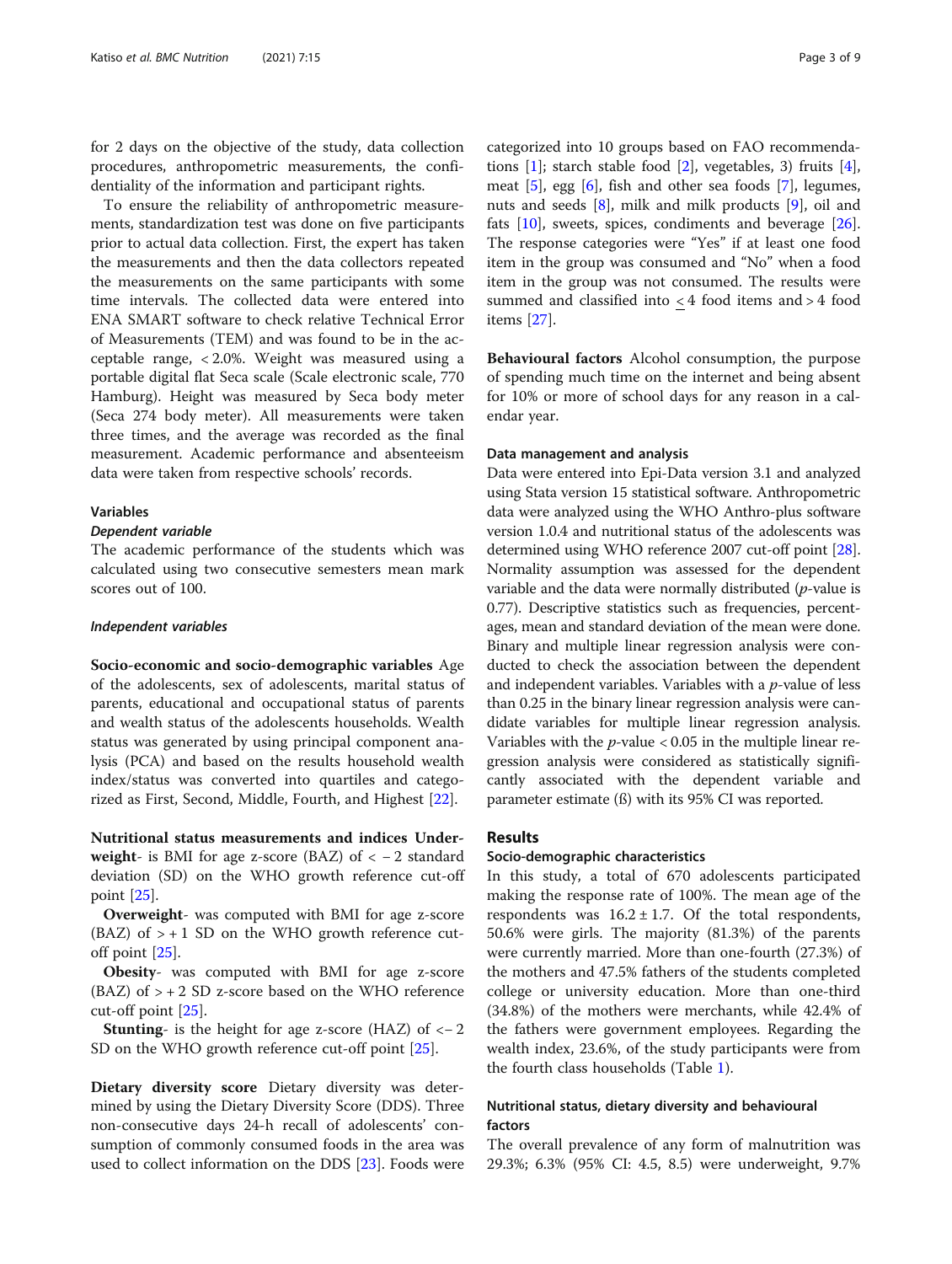for 2 days on the objective of the study, data collection procedures, anthropometric measurements, the confidentiality of the information and participant rights.

To ensure the reliability of anthropometric measurements, standardization test was done on five participants prior to actual data collection. First, the expert has taken the measurements and then the data collectors repeated the measurements on the same participants with some time intervals. The collected data were entered into ENA SMART software to check relative Technical Error of Measurements (TEM) and was found to be in the acceptable range, < 2.0%. Weight was measured using a portable digital flat Seca scale (Scale electronic scale, 770 Hamburg). Height was measured by Seca body meter (Seca 274 body meter). All measurements were taken three times, and the average was recorded as the final measurement. Academic performance and absenteeism data were taken from respective schools' records.

### Variables

#### *Dependent variable*

The academic performance of the students which was calculated using two consecutive semesters mean mark scores out of 100.

#### *Independent variables*

**Socio-economic and socio-demographic variables** Age of the adolescents, sex of adolescents, marital status of parents, educational and occupational status of parents and wealth status of the adolescents households. Wealth status was generated by using principal component analysis (PCA) and based on the results household wealth index/status was converted into quartiles and categorized as First, Second, Middle, Fourth, and Highest [22].

**Nutritional status measurements and indices** **Underweight**- is BMI for age z-score (BAZ) of < − 2 standard deviation (SD) on the WHO growth reference cut-off point [25].

**Overweight**- was computed with BMI for age z-score (BAZ) of > + 1 SD on the WHO growth reference cut-off point [25].

**Obesity**- was computed with BMI for age z-score (BAZ) of > + 2 SD z-score based on the WHO reference cut-off point [25].

**Stunting**- is the height for age z-score (HAZ) of <− 2 SD on the WHO growth reference cut-off point [25].

**Dietary diversity score** Dietary diversity was determined by using the Dietary Diversity Score (DDS). Three non-consecutive days 24-h recall of adolescents' consumption of commonly consumed foods in the area was used to collect information on the DDS [23]. Foods were categorized into 10 groups based on FAO recommendations [1]; starch stable food [2], vegetables, 3) fruits [4], meat [5], egg [6], fish and other sea foods [7], legumes, nuts and seeds [8], milk and milk products [9], oil and fats [10], sweets, spices, condiments and beverage [26]. The response categories were "Yes" if at least one food item in the group was consumed and "No" when a food item in the group was not consumed. The results were summed and classified into $\leq 4$ food items and > 4 food items [27].

**Behavioural factors** Alcohol consumption, the purpose of spending much time on the internet and being absent for 10% or more of school days for any reason in a calendar year.

### Data management and analysis

Data were entered into Epi-Data version 3.1 and analyzed using Stata version 15 statistical software. Anthropometric data were analyzed using the WHO Anthro-plus software version 1.0.4 and nutritional status of the adolescents was determined using WHO reference 2007 cut-off point [28]. Normality assumption was assessed for the dependent variable and the data were normally distributed (*p*-value is 0.77). Descriptive statistics such as frequencies, percentages, mean and standard deviation of the mean were done. Binary and multiple linear regression analysis were conducted to check the association between the dependent and independent variables. Variables with a *p*-value of less than 0.25 in the binary linear regression analysis were candidate variables for multiple linear regression analysis. Variables with the *p*-value < 0.05 in the multiple linear regression analysis were considered as statistically significantly associated with the dependent variable and parameter estimate (ß) with its 95% CI was reported.

## Results

### Socio-demographic characteristics

In this study, a total of 670 adolescents participated making the response rate of 100%. The mean age of the respondents was 16.2 ± 1.7. Of the total respondents, 50.6% were girls. The majority (81.3%) of the parents were currently married. More than one-fourth (27.3%) of the mothers and 47.5% fathers of the students completed college or university education. More than one-third (34.8%) of the mothers were merchants, while 42.4% of the fathers were government employees. Regarding the wealth index, 23.6%, of the study participants were from the fourth class households (Table 1).

### Nutritional status, dietary diversity and behavioural factors

The overall prevalence of any form of malnutrition was 29.3%; 6.3% (95% CI: 4.5, 8.5) were underweight, 9.7%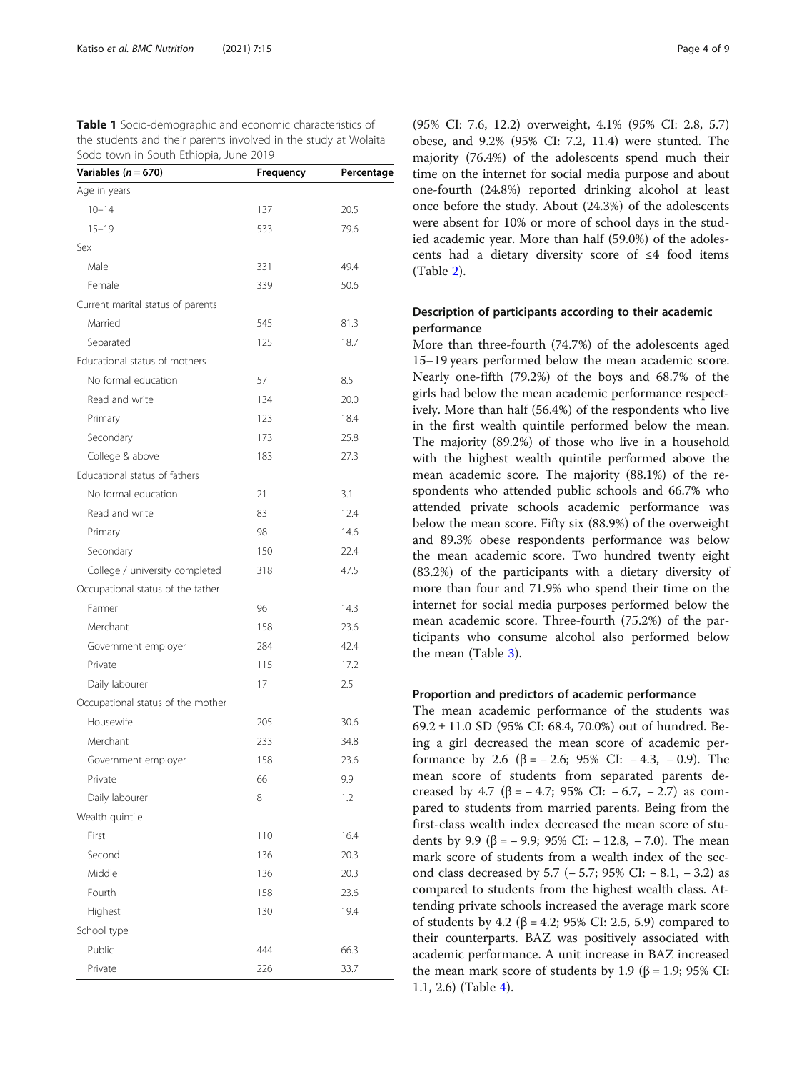**Table 1** Socio-demographic and economic characteristics of the students and their parents involved in the study at Wolaita Sodo town in South Ethiopia, June 2019

| Variables (*n* = 670) | Frequency | Percentage |
|---|---|---|
| Age in years | | |
| 10–14 | 137 | 20.5 |
| 15–19 | 533 | 79.6 |
| Sex | | |
| Male | 331 | 49.4 |
| Female | 339 | 50.6 |
| Current marital status of parents | | |
| Married | 545 | 81.3 |
| Separated | 125 | 18.7 |
| Educational status of mothers | | |
| No formal education | 57 | 8.5 |
| Read and write | 134 | 20.0 |
| Primary | 123 | 18.4 |
| Secondary | 173 | 25.8 |
| College & above | 183 | 27.3 |
| Educational status of fathers | | |
| No formal education | 21 | 3.1 |
| Read and write | 83 | 12.4 |
| Primary | 98 | 14.6 |
| Secondary | 150 | 22.4 |
| College / university completed | 318 | 47.5 |
| Occupational status of the father | | |
| Farmer | 96 | 14.3 |
| Merchant | 158 | 23.6 |
| Government employer | 284 | 42.4 |
| Private | 115 | 17.2 |
| Daily labourer | 17 | 2.5 |
| Occupational status of the mother | | |
| Housewife | 205 | 30.6 |
| Merchant | 233 | 34.8 |
| Government employer | 158 | 23.6 |
| Private | 66 | 9.9 |
| Daily labourer | 8 | 1.2 |
| Wealth quintile | | |
| First | 110 | 16.4 |
| Second | 136 | 20.3 |
| Middle | 136 | 20.3 |
| Fourth | 158 | 23.6 |
| Highest | 130 | 19.4 |
| School type | | |
| Public | 444 | 66.3 |
| Private | 226 | 33.7 |

(95% CI: 7.6, 12.2) overweight, 4.1% (95% CI: 2.8, 5.7) obese, and 9.2% (95% CI: 7.2, 11.4) were stunted. The majority (76.4%) of the adolescents spend much their time on the internet for social media purpose and about one-fourth (24.8%) reported drinking alcohol at least once before the study. About (24.3%) of the adolescents were absent for 10% or more of school days in the studied academic year. More than half (59.0%) of the adolescents had a dietary diversity score of ≤4 food items (Table 2).

## Description of participants according to their academic performance

More than three-fourth (74.7%) of the adolescents aged 15–19 years performed below the mean academic score. Nearly one-fifth (79.2%) of the boys and 68.7% of the girls had below the mean academic performance respectively. More than half (56.4%) of the respondents who live in the first wealth quintile performed below the mean. The majority (89.2%) of those who live in a household with the highest wealth quintile performed above the mean academic score. The majority (88.1%) of the respondents who attended public schools and 66.7% who attended private schools academic performance was below the mean score. Fifty six (88.9%) of the overweight and 89.3% obese respondents performance was below the mean academic score. Two hundred twenty eight (83.2%) of the participants with a dietary diversity of more than four and 71.9% who spend their time on the internet for social media purposes performed below the mean academic score. Three-fourth (75.2%) of the participants who consume alcohol also performed below the mean (Table 3).

## Proportion and predictors of academic performance

The mean academic performance of the students was 69.2 ± 11.0 SD (95% CI: 68.4, 70.0%) out of hundred. Being a girl decreased the mean score of academic performance by 2.6 (β = − 2.6; 95% CI: − 4.3, − 0.9). The mean score of students from separated parents decreased by 4.7 (β = − 4.7; 95% CI: − 6.7, − 2.7) as compared to students from married parents. Being from the first-class wealth index decreased the mean score of students by 9.9 (β = − 9.9; 95% CI: − 12.8, − 7.0). The mean mark score of students from a wealth index of the second class decreased by 5.7 (− 5.7; 95% CI: − 8.1, − 3.2) as compared to students from the highest wealth class. Attending private schools increased the average mark score of students by 4.2 (β = 4.2; 95% CI: 2.5, 5.9) compared to their counterparts. BAZ was positively associated with academic performance. A unit increase in BAZ increased the mean mark score of students by 1.9 (β = 1.9; 95% CI: 1.1, 2.6) (Table 4).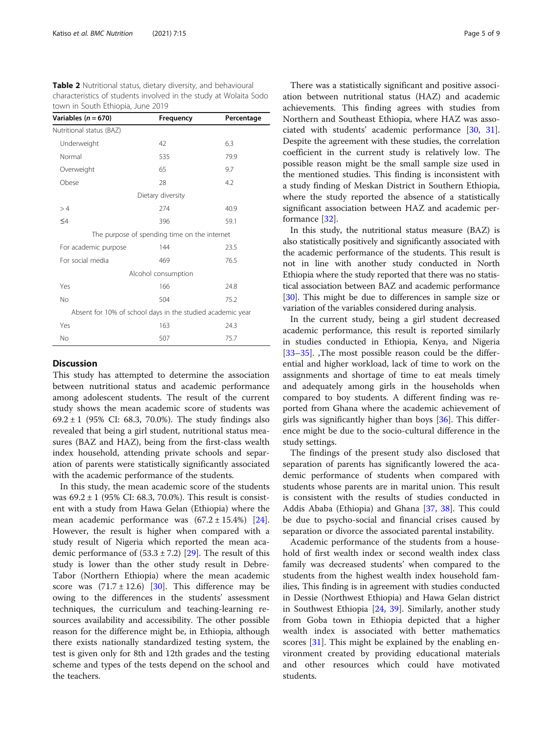**Table 2** Nutritional status, dietary diversity, and behavioural characteristics of students involved in the study at Wolaita Sodo town in South Ethiopia, June 2019

| Variables (n = 670) | Frequency | Percentage |
|---|---|---|
| Nutritional status (BAZ) | | |
| Underweight | 42 | 6.3 |
| Normal | 535 | 79.9 |
| Overweight | 65 | 9.7 |
| Obese | 28 | 4.2 |
| Dietary diversity | | |
| > 4 | 274 | 40.9 |
| ≤4 | 396 | 59.1 |
| The purpose of spending time on the internet | | |
| For academic purpose | 144 | 23.5 |
| For social media | 469 | 76.5 |
| Alcohol consumption | | |
| Yes | 166 | 24.8 |
| No | 504 | 75.2 |
| Absent for 10% of school days in the studied academic year | | |
| Yes | 163 | 24.3 |
| No | 507 | 75.7 |

## Discussion

This study has attempted to determine the association between nutritional status and academic performance among adolescent students. The result of the current study shows the mean academic score of students was 69.2 ± 1 (95% CI: 68.3, 70.0%). The study findings also revealed that being a girl student, nutritional status measures (BAZ and HAZ), being from the first-class wealth index household, attending private schools and separation of parents were statistically significantly associated with the academic performance of the students.

In this study, the mean academic score of the students was 69.2 ± 1 (95% CI: 68.3, 70.0%). This result is consistent with a study from Hawa Gelan (Ethiopia) where the mean academic performance was (67.2 ± 15.4%) [24]. However, the result is higher when compared with a study result of Nigeria which reported the mean academic performance of (53.3 ± 7.2) [29]. The result of this study is lower than the other study result in Debre-Tabor (Northern Ethiopia) where the mean academic score was (71.7 ± 12.6) [30]. This difference may be owing to the differences in the students' assessment techniques, the curriculum and teaching-learning resources availability and accessibility. The other possible reason for the difference might be, in Ethiopia, although there exists nationally standardized testing system, the test is given only for 8th and 12th grades and the testing scheme and types of the tests depend on the school and the teachers.

There was a statistically significant and positive association between nutritional status (HAZ) and academic achievements. This finding agrees with studies from Northern and Southeast Ethiopia, where HAZ was associated with students' academic performance [30, 31]. Despite the agreement with these studies, the correlation coefficient in the current study is relatively low. The possible reason might be the small sample size used in the mentioned studies. This finding is inconsistent with a study finding of Meskan District in Southern Ethiopia, where the study reported the absence of a statistically significant association between HAZ and academic performance [32].

In this study, the nutritional status measure (BAZ) is also statistically positively and significantly associated with the academic performance of the students. This result is not in line with another study conducted in North Ethiopia where the study reported that there was no statistical association between BAZ and academic performance [30]. This might be due to differences in sample size or variation of the variables considered during analysis.

In the current study, being a girl student decreased academic performance, this result is reported similarly in studies conducted in Ethiopia, Kenya, and Nigeria [33–35]. ,The most possible reason could be the differential and higher workload, lack of time to work on the assignments and shortage of time to eat meals timely and adequately among girls in the households when compared to boy students. A different finding was reported from Ghana where the academic achievement of girls was significantly higher than boys [36]. This difference might be due to the socio-cultural difference in the study settings.

The findings of the present study also disclosed that separation of parents has significantly lowered the academic performance of students when compared with students whose parents are in marital union. This result is consistent with the results of studies conducted in Addis Ababa (Ethiopia) and Ghana [37, 38]. This could be due to psycho-social and financial crises caused by separation or divorce the associated parental instability.

Academic performance of the students from a household of first wealth index or second wealth index class family was decreased students' when compared to the students from the highest wealth index household families, This finding is in agreement with studies conducted in Dessie (Northwest Ethiopia) and Hawa Gelan district in Southwest Ethiopia [24, 39]. Similarly, another study from Goba town in Ethiopia depicted that a higher wealth index is associated with better mathematics scores [31]. This might be explained by the enabling environment created by providing educational materials and other resources which could have motivated students.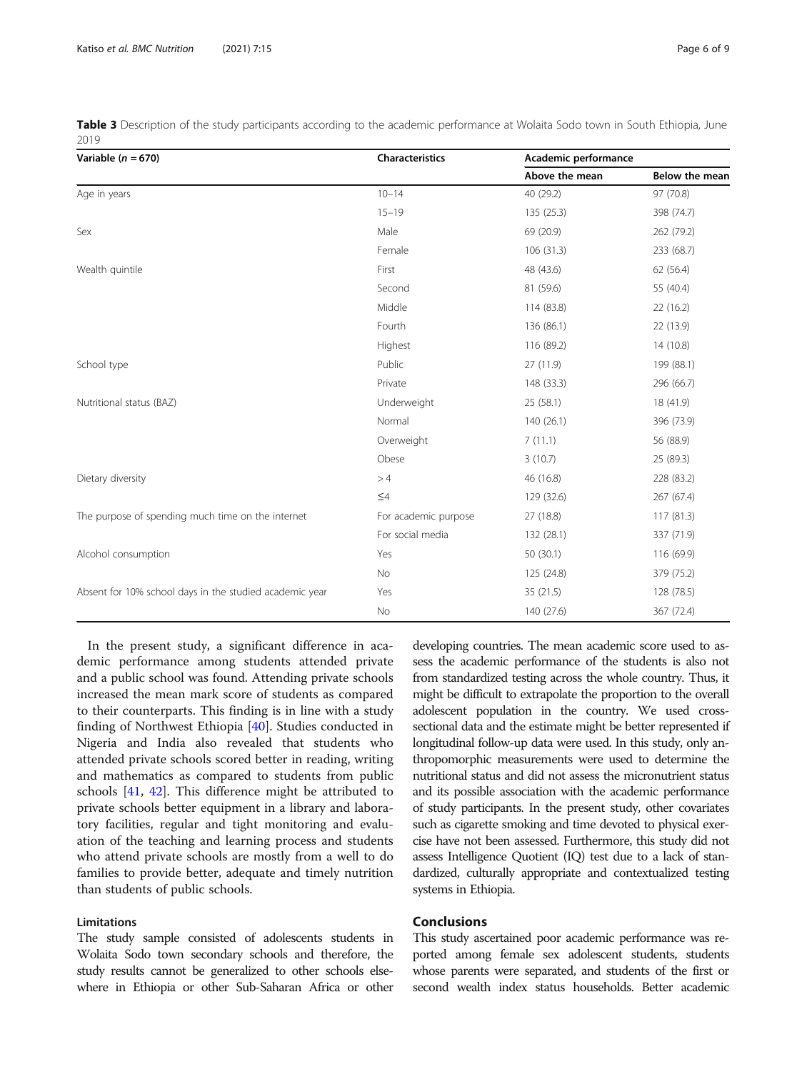**Table 3** Description of the study participants according to the academic performance at Wolaita Sodo town in South Ethiopia, June 2019

| Variable (n = 670) | Characteristics | Academic performance | |
|---|---|---|---|
| | | Above the mean | Below the mean |
| Age in years | 10–14 | 40 (29.2) | 97 (70.8) |
| | 15–19 | 135 (25.3) | 398 (74.7) |
| Sex | Male | 69 (20.9) | 262 (79.2) |
| | Female | 106 (31.3) | 233 (68.7) |
| Wealth quintile | First | 48 (43.6) | 62 (56.4) |
| | Second | 81 (59.6) | 55 (40.4) |
| | Middle | 114 (83.8) | 22 (16.2) |
| | Fourth | 136 (86.1) | 22 (13.9) |
| | Highest | 116 (89.2) | 14 (10.8) |
| School type | Public | 27 (11.9) | 199 (88.1) |
| | Private | 148 (33.3) | 296 (66.7) |
| Nutritional status (BAZ) | Underweight | 25 (58.1) | 18 (41.9) |
| | Normal | 140 (26.1) | 396 (73.9) |
| | Overweight | 7 (11.1) | 56 (88.9) |
| | Obese | 3 (10.7) | 25 (89.3) |
| Dietary diversity | > 4 | 46 (16.8) | 228 (83.2) |
| | ≤4 | 129 (32.6) | 267 (67.4) |
| The purpose of spending much time on the internet | For academic purpose | 27 (18.8) | 117 (81.3) |
| | For social media | 132 (28.1) | 337 (71.9) |
| Alcohol consumption | Yes | 50 (30.1) | 116 (69.9) |
| | No | 125 (24.8) | 379 (75.2) |
| Absent for 10% school days in the studied academic year | Yes | 35 (21.5) | 128 (78.5) |
| | No | 140 (27.6) | 367 (72.4) |

In the present study, a significant difference in academic performance among students attended private and a public school was found. Attending private schools increased the mean mark score of students as compared to their counterparts. This finding is in line with a study finding of Northwest Ethiopia [40]. Studies conducted in Nigeria and India also revealed that students who attended private schools scored better in reading, writing and mathematics as compared to students from public schools [41, 42]. This difference might be attributed to private schools better equipment in a library and laboratory facilities, regular and tight monitoring and evaluation of the teaching and learning process and students who attend private schools are mostly from a well to do families to provide better, adequate and timely nutrition than students of public schools.

## Limitations

The study sample consisted of adolescents students in Wolaita Sodo town secondary schools and therefore, the study results cannot be generalized to other schools elsewhere in Ethiopia or other Sub-Saharan Africa or other developing countries. The mean academic score used to assess the academic performance of the students is also not from standardized testing across the whole country. Thus, it might be difficult to extrapolate the proportion to the overall adolescent population in the country. We used cross-sectional data and the estimate might be better represented if longitudinal follow-up data were used. In this study, only anthropomorphic measurements were used to determine the nutritional status and did not assess the micronutrient status and its possible association with the academic performance of study participants. In the present study, other covariates such as cigarette smoking and time devoted to physical exercise have not been assessed. Furthermore, this study did not assess Intelligence Quotient (IQ) test due to a lack of standardized, culturally appropriate and contextualized testing systems in Ethiopia.

## Conclusions

This study ascertained poor academic performance was reported among female sex adolescent students, students whose parents were separated, and students of the first or second wealth index status households. Better academic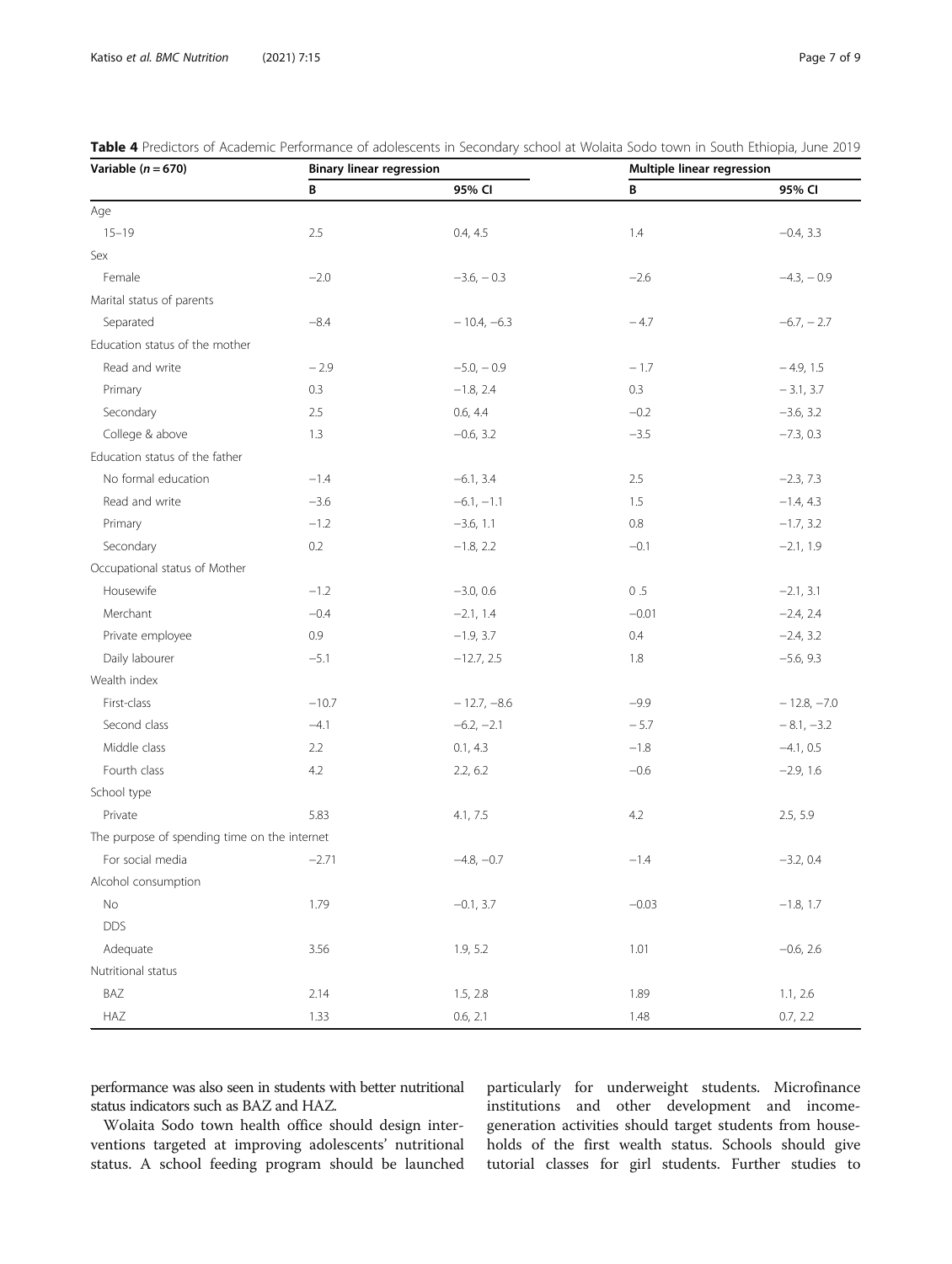**Table 4** Predictors of Academic Performance of adolescents in Secondary school at Wolaita Sodo town in South Ethiopia, June 2019

| Variable ($n = 670$) | Binary linear regression | | Multiple linear regression | |
|---|---|---|---|---|
| | B | 95% CI | B | 95% CI |
| Age | | | | |
| 15–19 | 2.5 | 0.4, 4.5 | 1.4 | −0.4, 3.3 |
| Sex | | | | |
| Female | −2.0 | −3.6, − 0.3 | −2.6 | −4.3, − 0.9 |
| Marital status of parents | | | | |
| Separated | −8.4 | − 10.4, −6.3 | − 4.7 | −6.7, − 2.7 |
| Education status of the mother | | | | |
| Read and write | − 2.9 | −5.0, − 0.9 | − 1.7 | − 4.9, 1.5 |
| Primary | 0.3 | −1.8, 2.4 | 0.3 | − 3.1, 3.7 |
| Secondary | 2.5 | 0.6, 4.4 | −0.2 | −3.6, 3.2 |
| College & above | 1.3 | −0.6, 3.2 | −3.5 | −7.3, 0.3 |
| Education status of the father | | | | |
| No formal education | −1.4 | −6.1, 3.4 | 2.5 | −2.3, 7.3 |
| Read and write | −3.6 | −6.1, −1.1 | 1.5 | −1.4, 4.3 |
| Primary | −1.2 | −3.6, 1.1 | 0.8 | −1.7, 3.2 |
| Secondary | 0.2 | −1.8, 2.2 | −0.1 | −2.1, 1.9 |
| Occupational status of Mother | | | | |
| Housewife | −1.2 | −3.0, 0.6 | 0 .5 | −2.1, 3.1 |
| Merchant | −0.4 | −2.1, 1.4 | −0.01 | −2.4, 2.4 |
| Private employee | 0.9 | −1.9, 3.7 | 0.4 | −2.4, 3.2 |
| Daily labourer | −5.1 | −12.7, 2.5 | 1.8 | −5.6, 9.3 |
| Wealth index | | | | |
| First-class | −10.7 | − 12.7, −8.6 | −9.9 | − 12.8, −7.0 |
| Second class | −4.1 | −6.2, −2.1 | − 5.7 | − 8.1, −3.2 |
| Middle class | 2.2 | 0.1, 4.3 | −1.8 | −4.1, 0.5 |
| Fourth class | 4.2 | 2.2, 6.2 | −0.6 | −2.9, 1.6 |
| School type | | | | |
| Private | 5.83 | 4.1, 7.5 | 4.2 | 2.5, 5.9 |
| The purpose of spending time on the internet | | | | |
| For social media | −2.71 | −4.8, −0.7 | −1.4 | −3.2, 0.4 |
| Alcohol consumption | | | | |
| No | 1.79 | −0.1, 3.7 | −0.03 | −1.8, 1.7 |
| DDS | | | | |
| Adequate | 3.56 | 1.9, 5.2 | 1.01 | −0.6, 2.6 |
| Nutritional status | | | | |
| BAZ | 2.14 | 1.5, 2.8 | 1.89 | 1.1, 2.6 |
| HAZ | 1.33 | 0.6, 2.1 | 1.48 | 0.7, 2.2 |

performance was also seen in students with better nutritional status indicators such as BAZ and HAZ.

Wolaita Sodo town health office should design interventions targeted at improving adolescents' nutritional status. A school feeding program should be launched particularly for underweight students. Microfinance institutions and other development and income-generation activities should target students from households of the first wealth status. Schools should give tutorial classes for girl students. Further studies to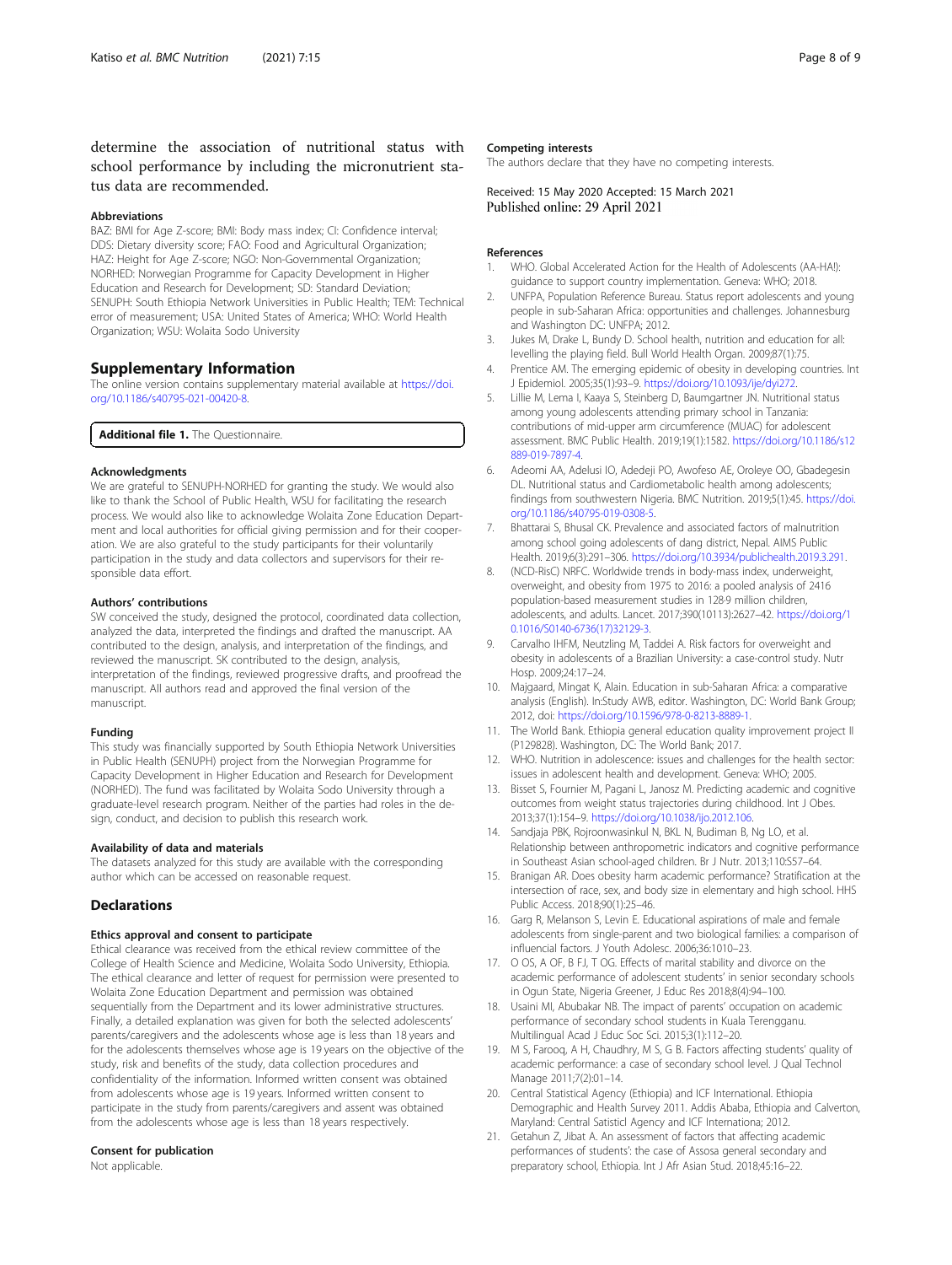determine the association of nutritional status with school performance by including the micronutrient status data are recommended.

### Abbreviations

BAZ: BMI for Age Z-score; BMI: Body mass index; CI: Confidence interval; DDS: Dietary diversity score; FAO: Food and Agricultural Organization; HAZ: Height for Age Z-score; NGO: Non-Governmental Organization; NORHED: Norwegian Programme for Capacity Development in Higher Education and Research for Development; SD: Standard Deviation; SENUPH: South Ethiopia Network Universities in Public Health; TEM: Technical error of measurement; USA: United States of America; WHO: World Health Organization; WSU: Wolaita Sodo University

## Supplementary Information

The online version contains supplementary material available at https://doi.org/10.1186/s40795-021-00420-8.

**Additional file 1.** The Questionnaire.

### Acknowledgments

We are grateful to SENUPH-NORHED for granting the study. We would also like to thank the School of Public Health, WSU for facilitating the research process. We would also like to acknowledge Wolaita Zone Education Department and local authorities for official giving permission and for their cooperation. We are also grateful to the study participants for their voluntarily participation in the study and data collectors and supervisors for their responsible data effort.

### Authors' contributions

SW conceived the study, designed the protocol, coordinated data collection, analyzed the data, interpreted the findings and drafted the manuscript. AA contributed to the design, analysis, and interpretation of the findings, and reviewed the manuscript. SK contributed to the design, analysis, interpretation of the findings, reviewed progressive drafts, and proofread the manuscript. All authors read and approved the final version of the manuscript.

### Funding

This study was financially supported by South Ethiopia Network Universities in Public Health (SENUPH) project from the Norwegian Programme for Capacity Development in Higher Education and Research for Development (NORHED). The fund was facilitated by Wolaita Sodo University through a graduate-level research program. Neither of the parties had roles in the design, conduct, and decision to publish this research work.

### Availability of data and materials

The datasets analyzed for this study are available with the corresponding author which can be accessed on reasonable request.

## Declarations

### Ethics approval and consent to participate

Ethical clearance was received from the ethical review committee of the College of Health Science and Medicine, Wolaita Sodo University, Ethiopia. The ethical clearance and letter of request for permission were presented to Wolaita Zone Education Department and permission was obtained sequentially from the Department and its lower administrative structures. Finally, a detailed explanation was given for both the selected adolescents' parents/caregivers and the adolescents whose age is less than 18 years and for the adolescents themselves whose age is 19 years on the objective of the study, risk and benefits of the study, data collection procedures and confidentiality of the information. Informed written consent was obtained from adolescents whose age is 19 years. Informed written consent to participate in the study from parents/caregivers and assent was obtained from the adolescents whose age is less than 18 years respectively.

### Consent for publication

Not applicable.

### Competing interests

The authors declare that they have no competing interests.

Received: 15 May 2020 Accepted: 15 March 2021
Published online: 29 April 2021

### References

1. WHO. Global Accelerated Action for the Health of Adolescents (AA-HA!): guidance to support country implementation. Geneva: WHO; 2018.
2. UNFPA, Population Reference Bureau. Status report adolescents and young people in sub-Saharan Africa: opportunities and challenges. Johannesburg and Washington DC: UNFPA; 2012.
3. Jukes M, Drake L, Bundy D. School health, nutrition and education for all: levelling the playing field. Bull World Health Organ. 2009;87(1):75.
4. Prentice AM. The emerging epidemic of obesity in developing countries. Int J Epidemiol. 2005;35(1):93–9. https://doi.org/10.1093/ije/dyi272.
5. Lillie M, Lema I, Kaaya S, Steinberg D, Baumgartner JN. Nutritional status among young adolescents attending primary school in Tanzania: contributions of mid-upper arm circumference (MUAC) for adolescent assessment. BMC Public Health. 2019;19(1):1582. https://doi.org/10.1186/s12889-019-7897-4.
6. Adeomi AA, Adelusi IO, Adedeji PO, Awofeso AE, Oroleye OO, Gbadegesin DL. Nutritional status and Cardiometabolic health among adolescents; findings from southwestern Nigeria. BMC Nutrition. 2019;5(1):45. https://doi.org/10.1186/s40795-019-0308-5.
7. Bhattarai S, Bhusal CK. Prevalence and associated factors of malnutrition among school going adolescents of dang district, Nepal. AIMS Public Health. 2019;6(3):291–306. https://doi.org/10.3934/publichealth.2019.3.291.
8. (NCD-RisC) NRFC. Worldwide trends in body-mass index, underweight, overweight, and obesity from 1975 to 2016: a pooled analysis of 2416 population-based measurement studies in 128·9 million children, adolescents, and adults. Lancet. 2017;390(10113):2627–42. https://doi.org/10.1016/S0140-6736(17)32129-3.
9. Carvalho IHFM, Neutzling M, Taddei A. Risk factors for overweight and obesity in adolescents of a Brazilian University: a case-control study. Nutr Hosp. 2009;24:17–24.
10. Majgaard, Mingat K, Alain. Education in sub-Saharan Africa: a comparative analysis (English). In:Study AWB, editor. Washington, DC: World Bank Group; 2012, doi: https://doi.org/10.1596/978-0-8213-8889-1.
11. The World Bank. Ethiopia general education quality improvement project II (P129828). Washington, DC: The World Bank; 2017.
12. WHO. Nutrition in adolescence: issues and challenges for the health sector: issues in adolescent health and development. Geneva: WHO; 2005.
13. Bisset S, Fournier M, Pagani L, Janosz M. Predicting academic and cognitive outcomes from weight status trajectories during childhood. Int J Obes. 2013;37(1):154–9. https://doi.org/10.1038/ijo.2012.106.
14. Sandjaja PBK, Rojroonwasinkul N, BKL N, Budiman B, Ng LO, et al. Relationship between anthropometric indicators and cognitive performance in Southeast Asian school-aged children. Br J Nutr. 2013;110:S57–64.
15. Branigan AR. Does obesity harm academic performance? Stratification at the intersection of race, sex, and body size in elementary and high school. HHS Public Access. 2018;90(1):25–46.
16. Garg R, Melanson S, Levin E. Educational aspirations of male and female adolescents from single-parent and two biological families: a comparison of influencial factors. J Youth Adolesc. 2006;36:1010–23.
17. O OS, A OF, B FJ, T OG. Effects of marital stability and divorce on the academic performance of adolescent students' in senior secondary schools in Ogun State, Nigeria Greener, J Educ Res 2018;8(4):94–100.
18. Usaini MI, Abubakar NB. The impact of parents' occupation on academic performance of secondary school students in Kuala Terengganu. Multilingual Acad J Educ Soc Sci. 2015;3(1):112–20.
19. M S, Farooq, A H, Chaudhry, M S, G B. Factors affecting students' quality of academic performance: a case of secondary school level. J Qual Technol Manage 2011;7(2):01–14.
20. Central Statistical Agency (Ethiopia) and ICF International. Ethiopia Demographic and Health Survey 2011. Addis Ababa, Ethiopia and Calverton, Maryland: Central Satisticl Agency and ICF Internationa; 2012.
21. Getahun Z, Jibat A. An assessment of factors that affecting academic performances of students': the case of Assosa general secondary and preparatory school, Ethiopia. Int J Afr Asian Stud. 2018;45:16–22.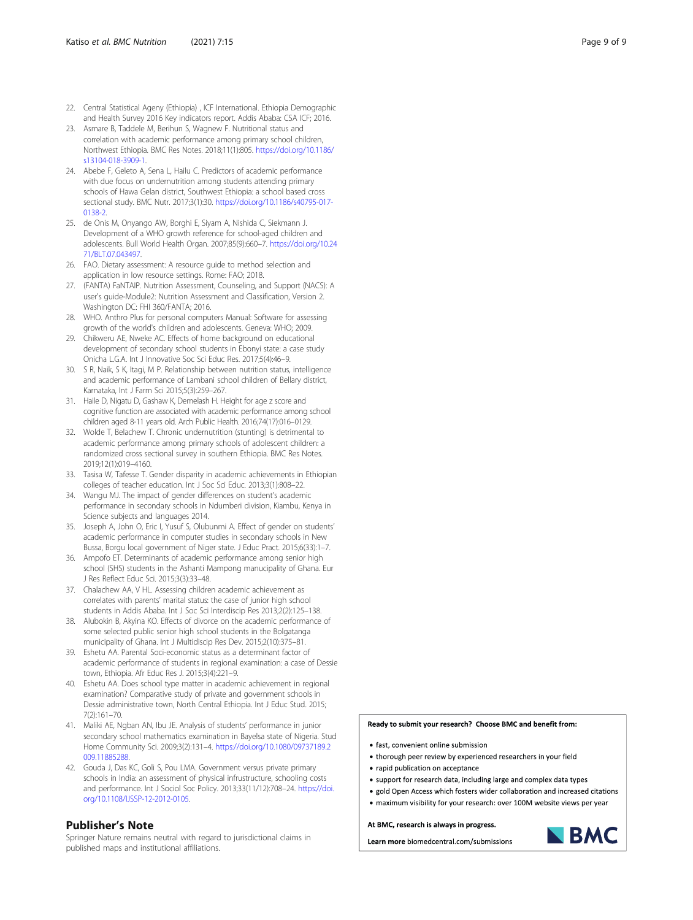22. Central Statistical Ageny (Ethiopia) , ICF International. Ethiopia Demographic and Health Survey 2016 Key indicators report. Addis Ababa: CSA ICF; 2016.
23. Asmare B, Taddele M, Berihun S, Wagnew F. Nutritional status and correlation with academic performance among primary school children, Northwest Ethiopia. BMC Res Notes. 2018;11(1):805. https://doi.org/10.1186/s13104-018-3909-1.
24. Abebe F, Geleto A, Sena L, Hailu C. Predictors of academic performance with due focus on undernutrition among students attending primary schools of Hawa Gelan district, Southwest Ethiopia: a school based cross sectional study. BMC Nutr. 2017;3(1):30. https://doi.org/10.1186/s40795-017-0138-2.
25. de Onis M, Onyango AW, Borghi E, Siyam A, Nishida C, Siekmann J. Development of a WHO growth reference for school-aged children and adolescents. Bull World Health Organ. 2007;85(9):660–7. https://doi.org/10.2471/BLT.07.043497.
26. FAO. Dietary assessment: A resource guide to method selection and application in low resource settings. Rome: FAO; 2018.
27. (FANTA) FaNTAIP. Nutrition Assessment, Counseling, and Support (NACS): A user's guide-Module2: Nutrition Assessment and Classification, Version 2. Washington DC: FHI 360/FANTA; 2016.
28. WHO. Anthro Plus for personal computers Manual: Software for assessing growth of the world's children and adolescents. Geneva: WHO; 2009.
29. Chikweru AE, Nweke AC. Effects of home background on educational development of secondary school students in Ebonyi state: a case study Onicha L.G.A. Int J Innovative Soc Sci Educ Res. 2017;5(4):46–9.
30. S R, Naik, S K, Itagi, M P. Relationship between nutrition status, intelligence and academic performance of Lambani school children of Bellary district, Karnataka, Int J Farm Sci 2015;5(3):259–267.
31. Haile D, Nigatu D, Gashaw K, Demelash H. Height for age z score and cognitive function are associated with academic performance among school children aged 8-11 years old. Arch Public Health. 2016;74(17):016–0129.
32. Wolde T, Belachew T. Chronic undernutrition (stunting) is detrimental to academic performance among primary schools of adolescent children: a randomized cross sectional survey in southern Ethiopia. BMC Res Notes. 2019;12(1):019–4160.
33. Tasisa W, Tafesse T. Gender disparity in academic achievements in Ethiopian colleges of teacher education. Int J Soc Sci Educ. 2013;3(1):808–22.
34. Wangu MJ. The impact of gender differences on student's academic performance in secondary schools in Ndumberi division, Kiambu, Kenya in Science subjects and languages 2014.
35. Joseph A, John O, Eric I, Yusuf S, Olubunmi A. Effect of gender on students' academic performance in computer studies in secondary schools in New Bussa, Borgu local government of Niger state. J Educ Pract. 2015;6(33):1–7.
36. Ampofo ET. Determinants of academic performance among senior high school (SHS) students in the Ashanti Mampong manucipality of Ghana. Eur J Res Reflect Educ Sci. 2015;3(3):33–48.
37. Chalachew AA, V HL. Assessing children academic achievement as correlates with parents' marital status: the case of junior high school students in Addis Ababa. Int J Soc Sci Interdiscip Res 2013;2(2):125–138.
38. Alubokin B, Akyina KO. Effects of divorce on the academic performance of some selected public senior high school students in the Bolgatanga municipality of Ghana. Int J Multidiscip Res Dev. 2015;2(10):375–81.
39. Eshetu AA. Parental Soci-economic status as a determinant factor of academic performance of students in regional examination: a case of Dessie town, Ethiopia. Afr Educ Res J. 2015;3(4):221–9.
40. Eshetu AA. Does school type matter in academic achievement in regional examination? Comparative study of private and government schools in Dessie administrative town, North Central Ethiopia. Int J Educ Stud. 2015;7(2):161–70.
41. Maliki AE, Ngban AN, Ibu JE. Analysis of students' performance in junior secondary school mathematics examination in Bayelsa state of Nigeria. Stud Home Community Sci. 2009;3(2):131–4. https://doi.org/10.1080/09737189.2009.11885288.
42. Gouda J, Das KC, Goli S, Pou LMA. Government versus private primary schools in India: an assessment of physical infrustructure, schooling costs and performance. Int J Sociol Soc Policy. 2013;33(11/12):708–24. https://doi.org/10.1108/IJSSP-12-2012-0105.

## Publisher's Note

Springer Nature remains neutral with regard to jurisdictional claims in published maps and institutional affiliations.

**Ready to submit your research? Choose BMC and benefit from:**

- fast, convenient online submission
- thorough peer review by experienced researchers in your field
- rapid publication on acceptance
- support for research data, including large and complex data types
- gold Open Access which fosters wider collaboration and increased citations
- maximum visibility for your research: over 100M website views per year

**At BMC, research is always in progress.**

**Learn more** biomedcentral.com/submissions

BMC